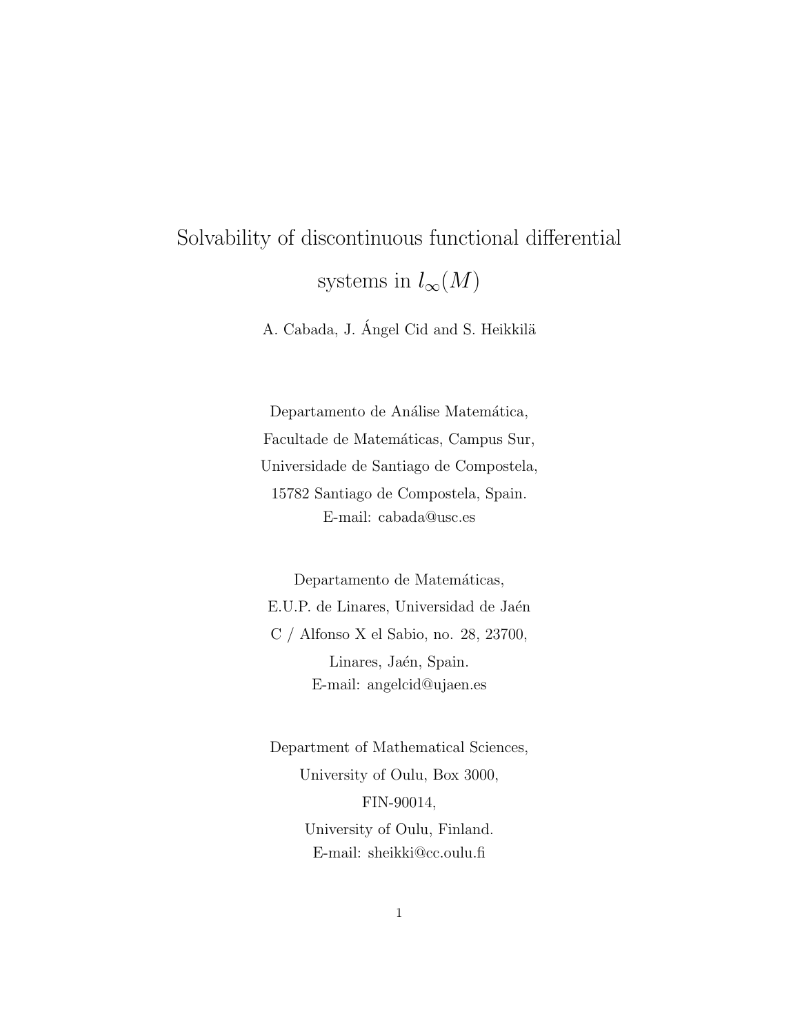# Solvability of discontinuous functional differential systems in $l_\infty(M)$

A. Cabada, J. Ángel Cid and S. Heikkilä

Departamento de Análise Matemática,
Facultade de Matemáticas, Campus Sur,
Universidade de Santiago de Compostela,
15782 Santiago de Compostela, Spain.
E-mail: cabada@usc.es

Departamento de Matemáticas,
E.U.P. de Linares, Universidad de Jaén
C / Alfonso X el Sabio, no. 28, 23700,
Linares, Jaén, Spain.
E-mail: angelcid@ujaen.es

Department of Mathematical Sciences,
University of Oulu, Box 3000,
FIN-90014,
University of Oulu, Finland.
E-mail: sheikki@cc.oulu.fi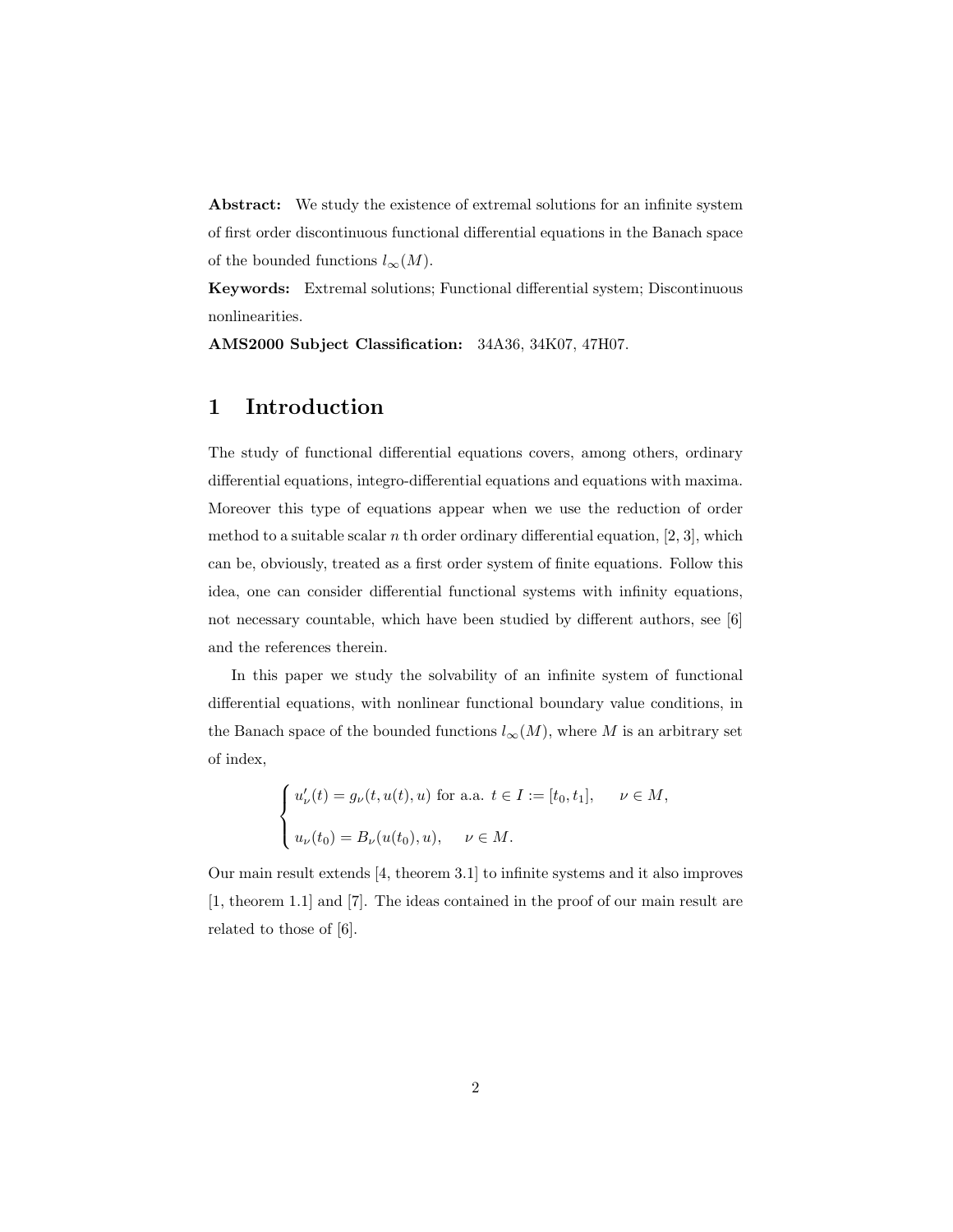**Abstract:** We study the existence of extremal solutions for an infinite system of first order discontinuous functional differential equations in the Banach space of the bounded functions $l_\infty(M)$.

**Keywords:** Extremal solutions; Functional differential system; Discontinuous nonlinearities.

**AMS2000 Subject Classification:** 34A36, 34K07, 47H07.

# 1 Introduction

The study of functional differential equations covers, among others, ordinary differential equations, integro-differential equations and equations with maxima. Moreover this type of equations appear when we use the reduction of order method to a suitable scalar $n$ th order ordinary differential equation, [2, 3], which can be, obviously, treated as a first order system of finite equations. Follow this idea, one can consider differential functional systems with infinity equations, not necessary countable, which have been studied by different authors, see [6] and the references therein.

In this paper we study the solvability of an infinite system of functional differential equations, with nonlinear functional boundary value conditions, in the Banach space of the bounded functions $l_\infty(M)$, where $M$ is an arbitrary set of index,

$$
\begin{cases}
u_\nu'(t) = g_\nu(t, u(t), u) \text{ for a.a. } t \in I := [t_0, t_1], \qquad \nu \in M, \\
\\
u_\nu(t_0) = B_\nu(u(t_0), u), \qquad \nu \in M.
\end{cases}
$$

Our main result extends [4, theorem 3.1] to infinite systems and it also improves [1, theorem 1.1] and [7]. The ideas contained in the proof of our main result are related to those of [6].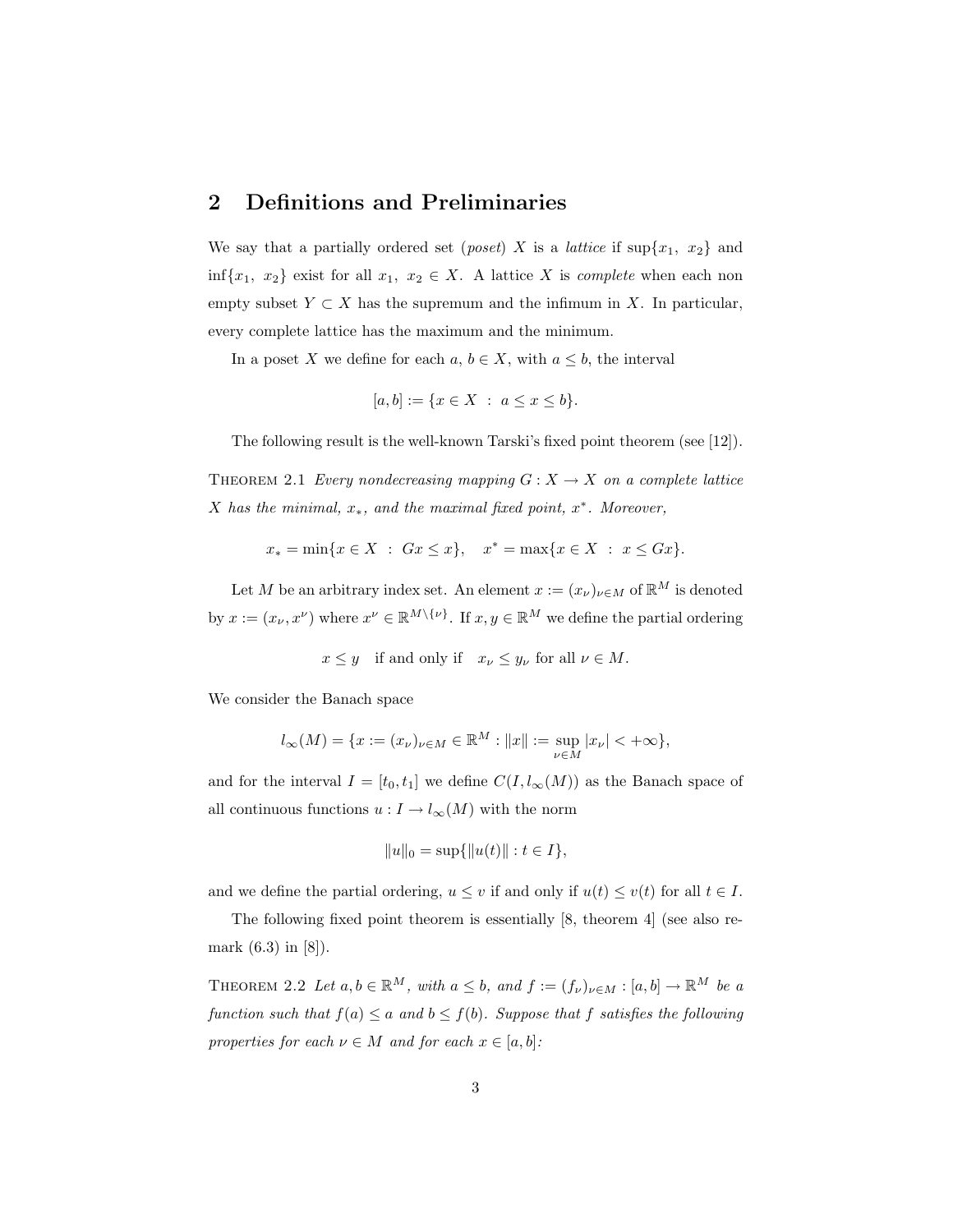## 2 Definitions and Preliminaries

We say that a partially ordered set (*poset*) $X$ is a *lattice* if $\sup\{x_1,\ x_2\}$ and $\inf\{x_1,\ x_2\}$ exist for all $x_1,\ x_2 \in X$. A lattice $X$ is *complete* when each non empty subset $Y \subset X$ has the supremum and the infimum in $X$. In particular, every complete lattice has the maximum and the minimum.

In a poset $X$ we define for each $a,\, b \in X$, with $a \leq b$, the interval

$$[a,b] := \{x \in X \ : \ a \leq x \leq b\}.$$

The following result is the well-known Tarski's fixed point theorem (see [12]).

THEOREM 2.1 *Every nondecreasing mapping $G : X \to X$ on a complete lattice $X$ has the minimal, $x_*$, and the maximal fixed point, $x^*$. Moreover,*

$$x_* = \min\{x \in X \ : \ Gx \leq x\}, \quad x^* = \max\{x \in X \ : \ x \leq Gx\}.$$

Let $M$ be an arbitrary index set. An element $x := (x_\nu)_{\nu \in M}$ of $\mathbb{R}^M$ is denoted by $x := (x_\nu, x^\nu)$ where $x^\nu \in \mathbb{R}^{M\setminus\{\nu\}}$. If $x, y \in \mathbb{R}^M$ we define the partial ordering

$$x \leq y \quad \text{if and only if} \quad x_\nu \leq y_\nu \text{ for all } \nu \in M.$$

We consider the Banach space

$$l_\infty(M) = \{x := (x_\nu)_{\nu \in M} \in \mathbb{R}^M : \|x\| := \sup_{\nu \in M} |x_\nu| < +\infty\},$$

and for the interval $I = [t_0, t_1]$ we define $C(I, l_\infty(M))$ as the Banach space of all continuous functions $u : I \to l_\infty(M)$ with the norm

$$\|u\|_0 = \sup\{\|u(t)\| : t \in I\},$$

and we define the partial ordering, $u \leq v$ if and only if $u(t) \leq v(t)$ for all $t \in I$.

The following fixed point theorem is essentially [8, theorem 4] (see also remark (6.3) in [8]).

THEOREM 2.2 *Let $a, b \in \mathbb{R}^M$, with $a \leq b$, and $f := (f_\nu)_{\nu \in M} : [a,b] \to \mathbb{R}^M$ be a function such that $f(a) \leq a$ and $b \leq f(b)$. Suppose that $f$ satisfies the following properties for each $\nu \in M$ and for each $x \in [a,b]$:*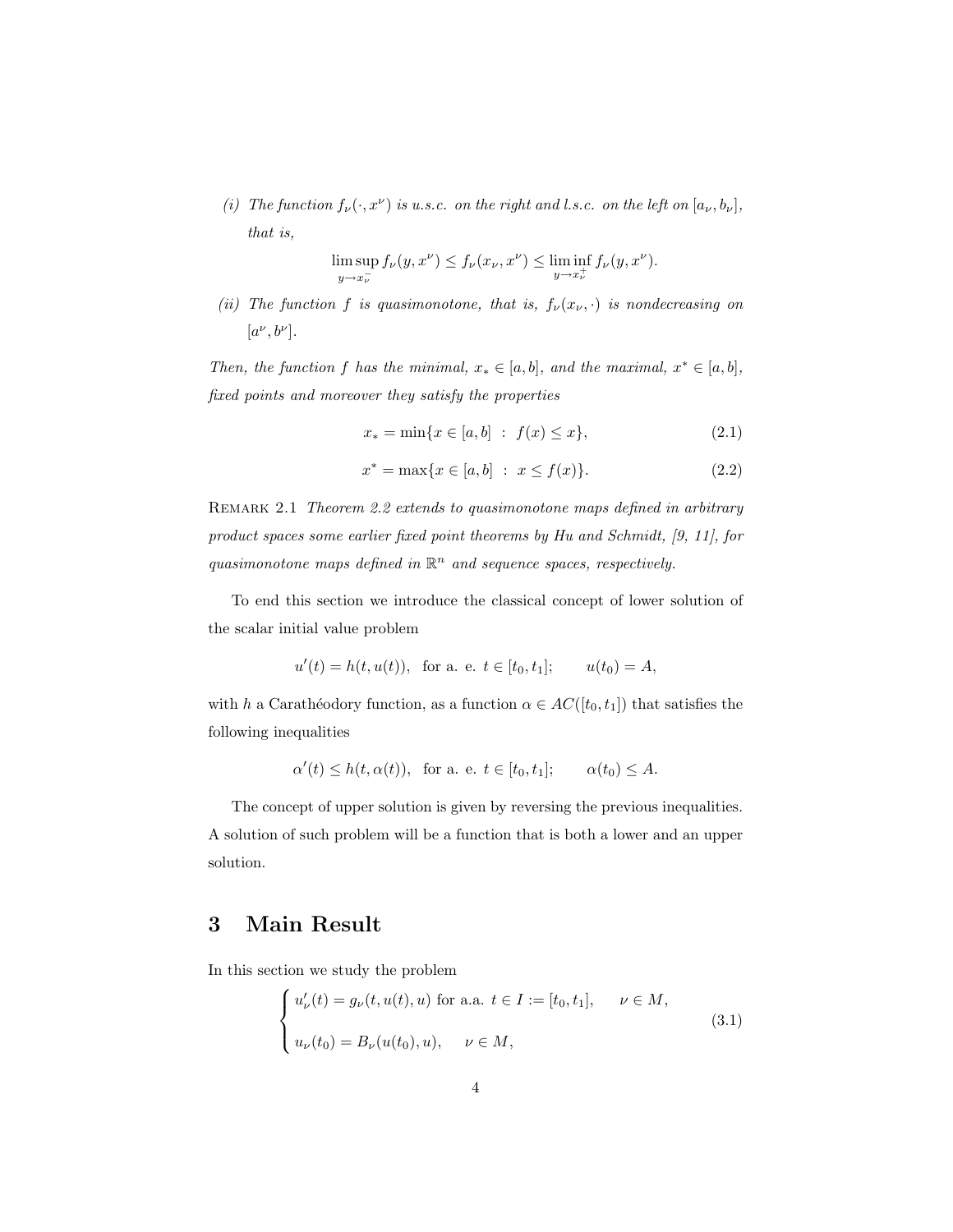(i) *The function $f_\nu(\cdot, x^\nu)$ is u.s.c. on the right and l.s.c. on the left on $[a_\nu, b_\nu]$, that is,*

$$\limsup_{y \to x_\nu^-} f_\nu(y, x^\nu) \le f_\nu(x_\nu, x^\nu) \le \liminf_{y \to x_\nu^+} f_\nu(y, x^\nu).$$

(ii) *The function $f$ is quasimonotone, that is, $f_\nu(x_\nu, \cdot)$ is nondecreasing on $[a^\nu, b^\nu]$.*

*Then, the function $f$ has the minimal, $x_* \in [a, b]$, and the maximal, $x^* \in [a, b]$, fixed points and moreover they satisfy the properties*

$$x_* = \min\{x \in [a, b] \ : \ f(x) \le x\}, \tag{2.1}$$

$$x^* = \max\{x \in [a, b] \ : \ x \le f(x)\}. \tag{2.2}$$

Remark 2.1 *Theorem 2.2 extends to quasimonotone maps defined in arbitrary product spaces some earlier fixed point theorems by Hu and Schmidt, [9, 11], for quasimonotone maps defined in $\mathbb{R}^n$ and sequence spaces, respectively.*

To end this section we introduce the classical concept of lower solution of the scalar initial value problem

$$u'(t) = h(t, u(t)), \ \text{ for a. e. } t \in [t_0, t_1]; \qquad u(t_0) = A,$$

with $h$ a Carathéodory function, as a function $\alpha \in AC([t_0, t_1])$ that satisfies the following inequalities

$$\alpha'(t) \le h(t, \alpha(t)), \ \text{ for a. e. } t \in [t_0, t_1]; \qquad \alpha(t_0) \le A.$$

The concept of upper solution is given by reversing the previous inequalities. A solution of such problem will be a function that is both a lower and an upper solution.

## 3 Main Result

In this section we study the problem

$$\begin{cases} u_\nu'(t) = g_\nu(t, u(t), u) \text{ for a.a. } t \in I := [t_0, t_1], & \nu \in M, \\ \\ u_\nu(t_0) = B_\nu(u(t_0), u), & \nu \in M, \end{cases} \tag{3.1}$$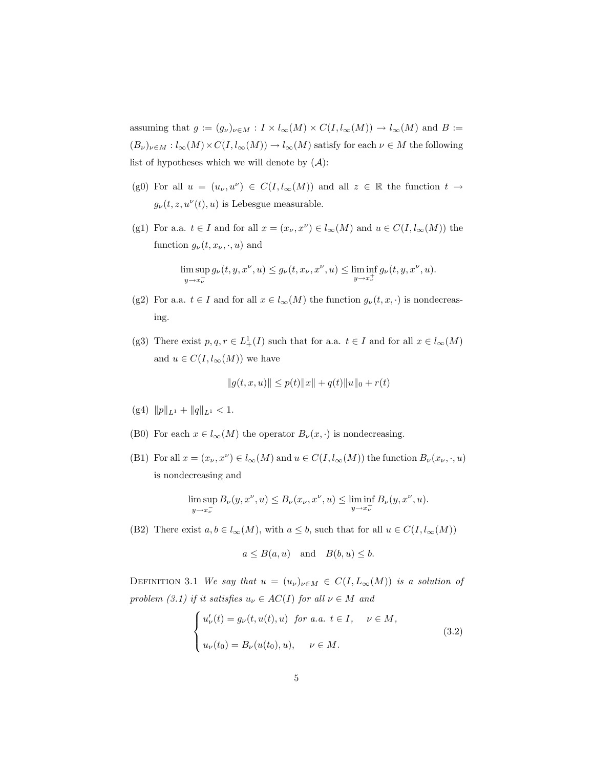assuming that $g := (g_\nu)_{\nu \in M} : I \times l_\infty(M) \times C(I, l_\infty(M)) \to l_\infty(M)$ and $B := (B_\nu)_{\nu \in M} : l_\infty(M) \times C(I, l_\infty(M)) \to l_\infty(M)$ satisfy for each $\nu \in M$ the following list of hypotheses which we will denote by $(\mathcal{A})$:

- (g0) For all $u = (u_\nu, u^\nu) \in C(I, l_\infty(M))$ and all $z \in \mathbb{R}$ the function $t \to g_\nu(t, z, u^\nu(t), u)$ is Lebesgue measurable.

- (g1) For a.a. $t \in I$ and for all $x = (x_\nu, x^\nu) \in l_\infty(M)$ and $u \in C(I, l_\infty(M))$ the function $g_\nu(t, x_\nu, \cdot, u)$ and

$$\limsup_{y \to x_\nu^-} g_\nu(t, y, x^\nu, u) \leq g_\nu(t, x_\nu, x^\nu, u) \leq \liminf_{y \to x_\nu^+} g_\nu(t, y, x^\nu, u).$$

- (g2) For a.a. $t \in I$ and for all $x \in l_\infty(M)$ the function $g_\nu(t, x, \cdot)$ is nondecreasing.

- (g3) There exist $p, q, r \in L^1_+(I)$ such that for a.a. $t \in I$ and for all $x \in l_\infty(M)$ and $u \in C(I, l_\infty(M))$ we have

$$\|g(t, x, u)\| \leq p(t)\|x\| + q(t)\|u\|_0 + r(t)$$

- (g4) $\|p\|_{L^1} + \|q\|_{L^1} < 1$.

- (B0) For each $x \in l_\infty(M)$ the operator $B_\nu(x, \cdot)$ is nondecreasing.

- (B1) For all $x = (x_\nu, x^\nu) \in l_\infty(M)$ and $u \in C(I, l_\infty(M))$ the function $B_\nu(x_\nu, \cdot, u)$ is nondecreasing and

$$\limsup_{y \to x_\nu^-} B_\nu(y, x^\nu, u) \leq B_\nu(x_\nu, x^\nu, u) \leq \liminf_{y \to x_\nu^+} B_\nu(y, x^\nu, u).$$

- (B2) There exist $a, b \in l_\infty(M)$, with $a \leq b$, such that for all $u \in C(I, l_\infty(M))$

$$a \leq B(a, u) \quad \text{and} \quad B(b, u) \leq b.$$

Definition 3.1 *We say that $u = (u_\nu)_{\nu \in M} \in C(I, L_\infty(M))$ is a solution of problem (3.1) if it satisfies $u_\nu \in AC(I)$ for all $\nu \in M$ and*

$$\begin{cases} u_\nu'(t) = g_\nu(t, u(t), u) \ \ \text{for a.a. } t \in I, \quad \nu \in M, \\ \\ u_\nu(t_0) = B_\nu(u(t_0), u), \quad \nu \in M. \end{cases} \tag{3.2}$$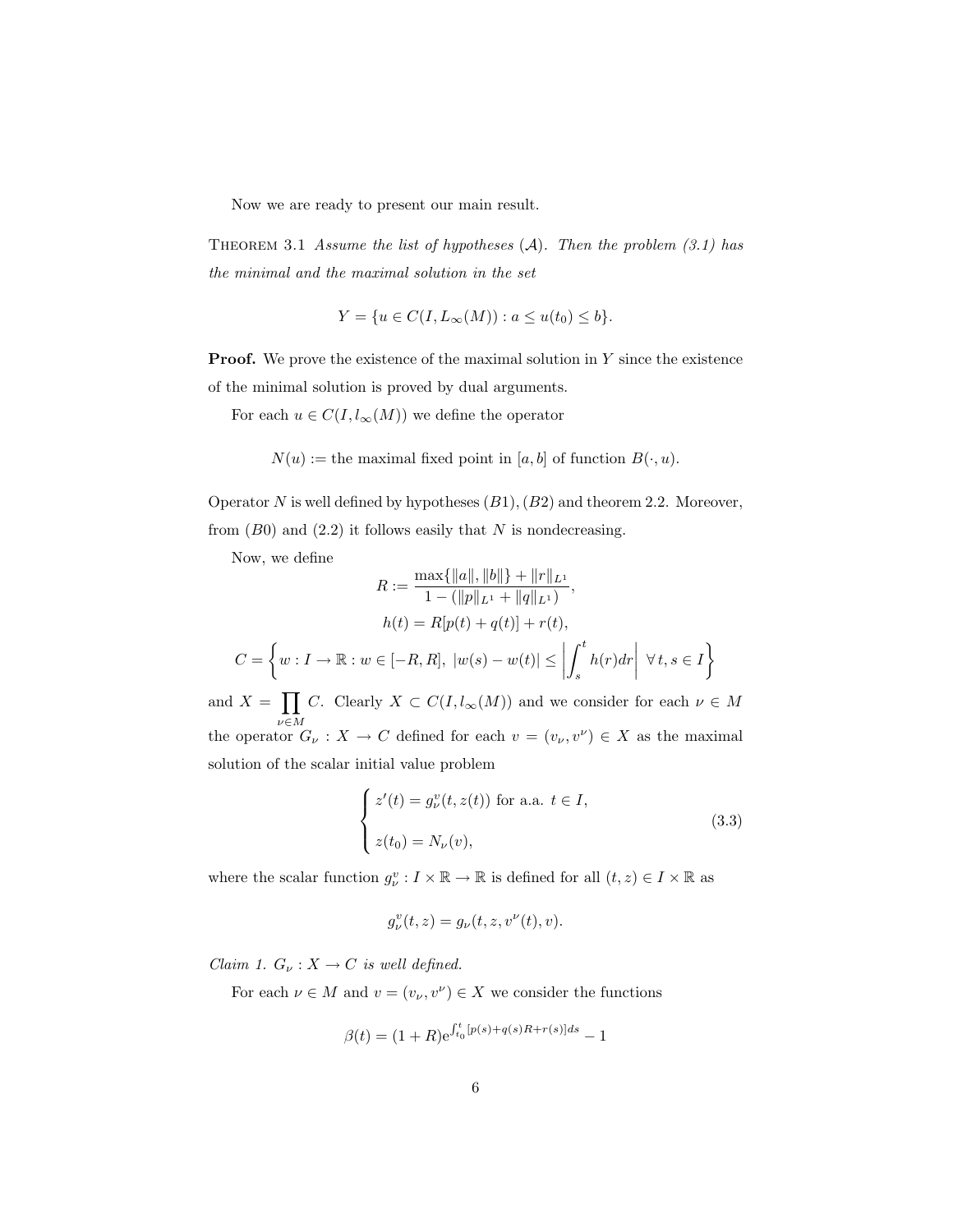Now we are ready to present our main result.

Theorem 3.1 *Assume the list of hypotheses* ($\mathcal{A}$). *Then the problem (3.1) has the minimal and the maximal solution in the set*

$$Y = \{u \in C(I, L_\infty(M)) : a \le u(t_0) \le b\}.$$

**Proof.** We prove the existence of the maximal solution in $Y$ since the existence of the minimal solution is proved by dual arguments.

For each $u \in C(I, l_\infty(M))$ we define the operator

$$N(u) := \text{the maximal fixed point in } [a, b] \text{ of function } B(\cdot, u).$$

Operator $N$ is well defined by hypotheses $(B1), (B2)$ and theorem 2.2. Moreover, from $(B0)$ and (2.2) it follows easily that $N$ is nondecreasing.

Now, we define

$$R := \frac{\max\{\|a\|, \|b\|\} + \|r\|_{L^1}}{1 - (\|p\|_{L^1} + \|q\|_{L^1})},$$

$$h(t) = R[p(t) + q(t)] + r(t),$$

$$C = \left\{ w : I \to \mathbb{R} : w \in [-R, R],\ |w(s) - w(t)| \le \left| \int_s^t h(r)dr \right| \ \forall\, t, s \in I \right\}$$

and $X = \prod_{\nu \in M} C$. Clearly $X \subset C(I, l_\infty(M))$ and we consider for each $\nu \in M$ the operator $G_\nu : X \to C$ defined for each $v = (v_\nu, v^\nu) \in X$ as the maximal solution of the scalar initial value problem

$$\begin{cases} z'(t) = g_\nu^v(t, z(t)) \text{ for a.a. } t \in I, \\ \\ z(t_0) = N_\nu(v), \end{cases} \tag{3.3}$$

where the scalar function $g_\nu^v : I \times \mathbb{R} \to \mathbb{R}$ is defined for all $(t, z) \in I \times \mathbb{R}$ as

$$g_\nu^v(t, z) = g_\nu(t, z, v^\nu(t), v).$$

*Claim 1. $G_\nu : X \to C$ is well defined.*

For each $\nu \in M$ and $v = (v_\nu, v^\nu) \in X$ we consider the functions

$$\beta(t) = (1 + R)e^{\int_{t_0}^t [p(s) + q(s)R + r(s)]ds} - 1$$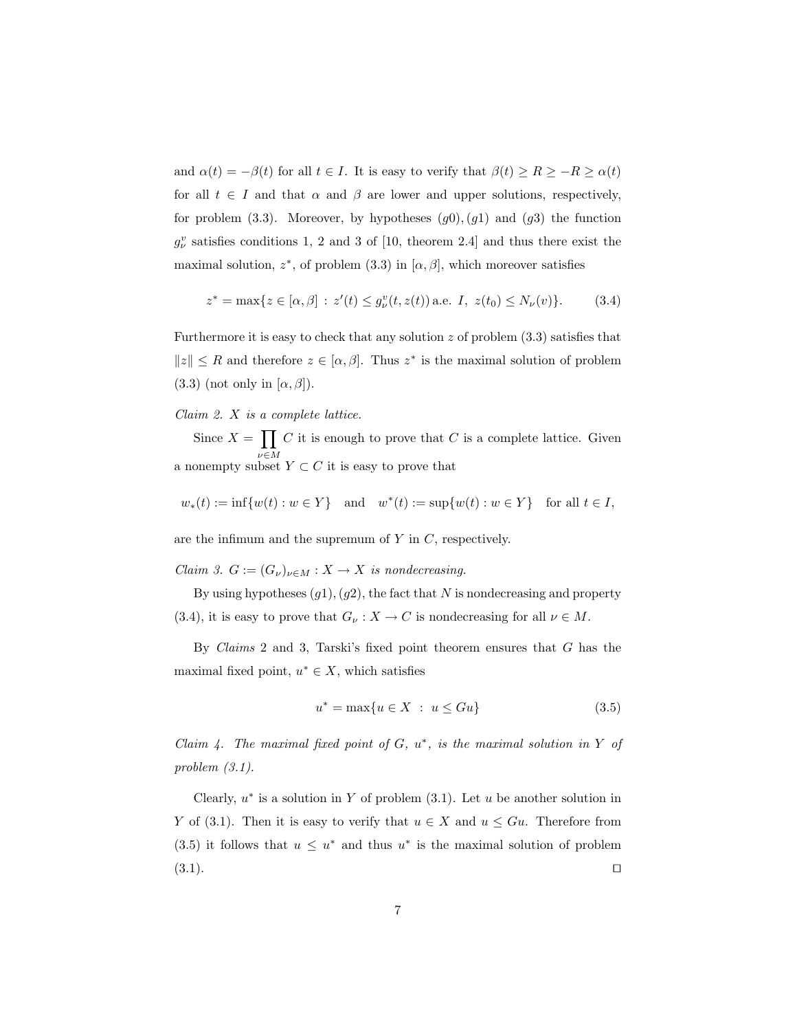and $\alpha(t) = -\beta(t)$ for all $t \in I$. It is easy to verify that $\beta(t) \geq R \geq -R \geq \alpha(t)$ for all $t \in I$ and that $\alpha$ and $\beta$ are lower and upper solutions, respectively, for problem (3.3). Moreover, by hypotheses $(g0), (g1)$ and $(g3)$ the function $g_\nu^v$ satisfies conditions 1, 2 and 3 of [10, theorem 2.4] and thus there exist the maximal solution, $z^*$, of problem (3.3) in $[\alpha, \beta]$, which moreover satisfies

$$z^* = \max\{z \in [\alpha, \beta] \, : \, z'(t) \leq g_\nu^v(t, z(t)) \, \text{a.e.} \ I, \ z(t_0) \leq N_\nu(v)\}. \tag{3.4}$$

Furthermore it is easy to check that any solution $z$ of problem (3.3) satisfies that $\|z\| \leq R$ and therefore $z \in [\alpha, \beta]$. Thus $z^*$ is the maximal solution of problem (3.3) (not only in $[\alpha, \beta]$).

*Claim 2. $X$ is a complete lattice.*

Since $X = \prod_{\nu \in M} C$ it is enough to prove that $C$ is a complete lattice. Given a nonempty subset $Y \subset C$ it is easy to prove that

$$w_*(t) := \inf\{w(t) : w \in Y\} \quad \text{and} \quad w^*(t) := \sup\{w(t) : w \in Y\} \quad \text{for all } t \in I,$$

are the infimum and the supremum of $Y$ in $C$, respectively.

*Claim 3. $G := (G_\nu)_{\nu \in M} : X \to X$ is nondecreasing.*

By using hypotheses $(g1), (g2)$, the fact that $N$ is nondecreasing and property (3.4), it is easy to prove that $G_\nu : X \to C$ is nondecreasing for all $\nu \in M$.

By *Claims* 2 and 3, Tarski's fixed point theorem ensures that $G$ has the maximal fixed point, $u^* \in X$, which satisfies

$$u^* = \max\{u \in X \ : \ u \leq Gu\} \tag{3.5}$$

*Claim 4. The maximal fixed point of $G$, $u^*$, is the maximal solution in $Y$ of problem (3.1).*

Clearly, $u^*$ is a solution in $Y$ of problem (3.1). Let $u$ be another solution in $Y$ of (3.1). Then it is easy to verify that $u \in X$ and $u \leq Gu$. Therefore from (3.5) it follows that $u \leq u^*$ and thus $u^*$ is the maximal solution of problem (3.1). □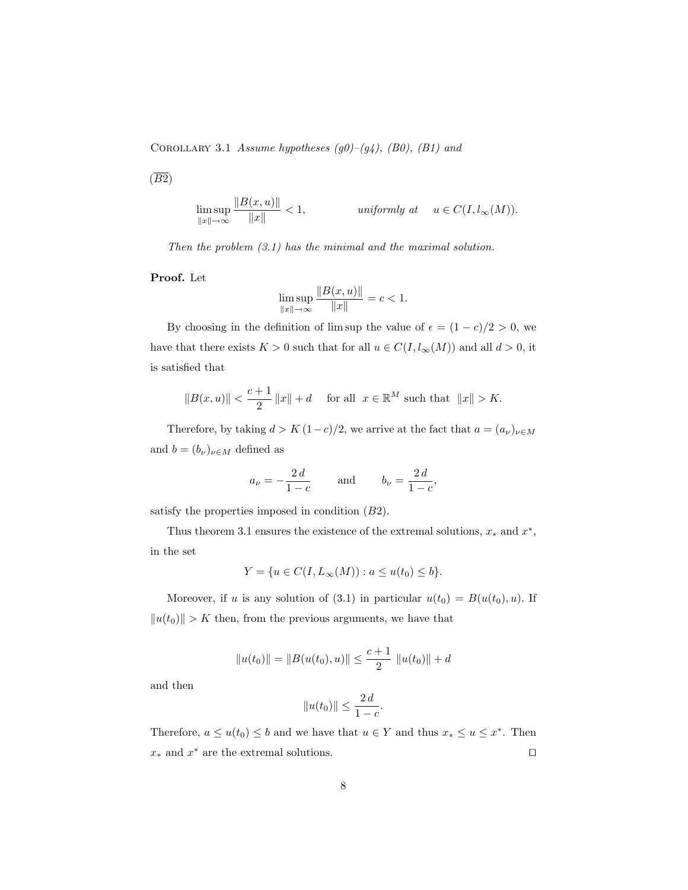Corollary 3.1 *Assume hypotheses (g0)–(g4), (B0), (B1) and*

($\overline{B2}$)

$$\limsup_{\|x\|\to\infty} \frac{\|B(x,u)\|}{\|x\|} < 1, \qquad\qquad \textit{uniformly at} \quad u \in C(I, l_\infty(M)).$$

*Then the problem (3.1) has the minimal and the maximal solution.*

**Proof.** Let

$$\limsup_{\|x\|\to\infty} \frac{\|B(x,u)\|}{\|x\|} = c < 1.$$

By choosing in the definition of lim sup the value of $\epsilon = (1-c)/2 > 0$, we have that there exists $K > 0$ such that for all $u \in C(I, l_\infty(M))$ and all $d > 0$, it is satisfied that

$$\|B(x,u)\| < \frac{c+1}{2}\,\|x\| + d \quad \text{ for all } \; x \in \mathbb{R}^M \text{ such that } \; \|x\| > K.$$

Therefore, by taking $d > K\,(1-c)/2$, we arrive at the fact that $a = (a_\nu)_{\nu \in M}$ and $b = (b_\nu)_{\nu \in M}$ defined as

$$a_\nu = -\frac{2\,d}{1-c} \qquad \text{and} \qquad b_\nu = \frac{2\,d}{1-c},$$

satisfy the properties imposed in condition $(B2)$.

Thus theorem 3.1 ensures the existence of the extremal solutions, $x_*$ and $x^*$, in the set

$$Y = \{u \in C(I, L_\infty(M)) : a \le u(t_0) \le b\}.$$

Moreover, if $u$ is any solution of (3.1) in particular $u(t_0) = B(u(t_0), u)$. If $\|u(t_0)\| > K$ then, from the previous arguments, we have that

$$\|u(t_0)\| = \|B(u(t_0), u)\| \le \frac{c+1}{2}\; \|u(t_0)\| + d$$

and then

$$\|u(t_0)\| \le \frac{2\,d}{1-c}.$$

Therefore, $a \le u(t_0) \le b$ and we have that $u \in Y$ and thus $x_* \le u \le x^*$. Then $x_*$ and $x^*$ are the extremal solutions. $\square$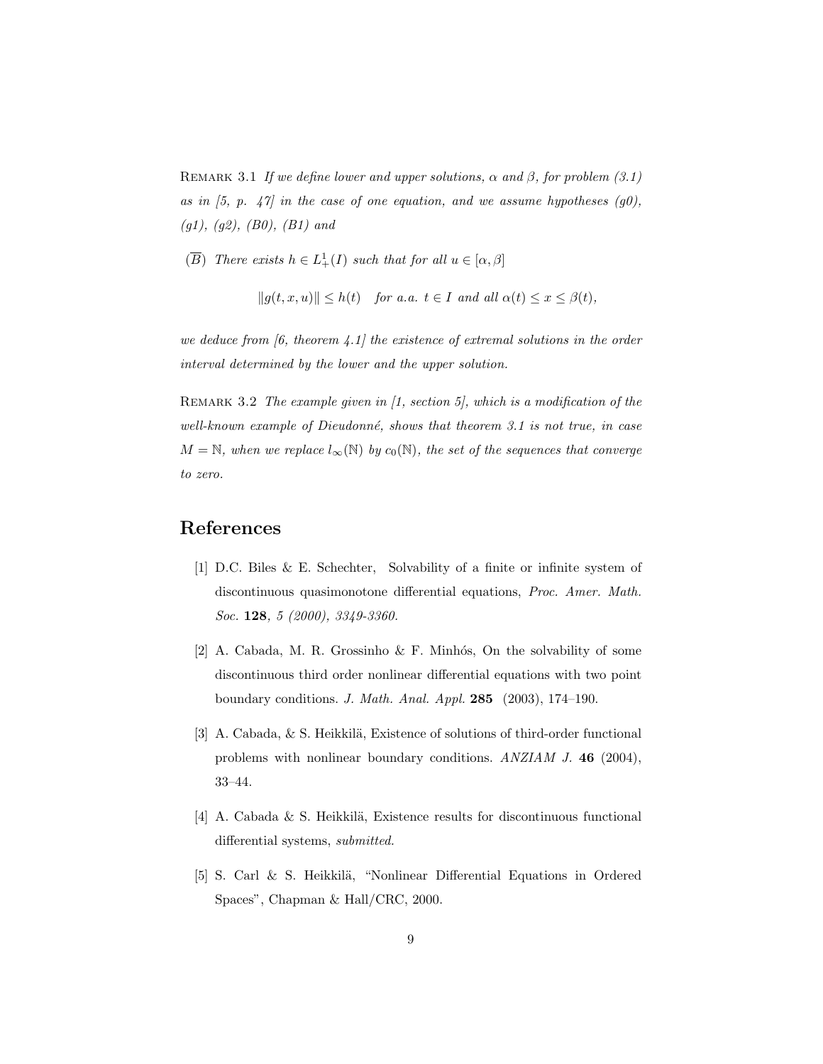Remark 3.1 *If we define lower and upper solutions, $\alpha$ and $\beta$, for problem (3.1) as in [5, p. 47] in the case of one equation, and we assume hypotheses (g0), (g1), (g2), (B0), (B1) and*

($\overline{B}$) *There exists $h \in L^1_+(I)$ such that for all $u \in [\alpha, \beta]$*

$$\|g(t, x, u)\| \leq h(t) \quad \textit{for a.a. } t \in I \textit{ and all } \alpha(t) \leq x \leq \beta(t),$$

*we deduce from [6, theorem 4.1] the existence of extremal solutions in the order interval determined by the lower and the upper solution.*

Remark 3.2 *The example given in [1, section 5], which is a modification of the well-known example of Dieudonné, shows that theorem 3.1 is not true, in case $M = \mathbb{N}$, when we replace $l_\infty(\mathbb{N})$ by $c_0(\mathbb{N})$, the set of the sequences that converge to zero.*

## References

[1] D.C. Biles & E. Schechter, Solvability of a finite or infinite system of discontinuous quasimonotone differential equations, *Proc. Amer. Math. Soc.* **128**, *5 (2000), 3349-3360.*

[2] A. Cabada, M. R. Grossinho & F. Minhós, On the solvability of some discontinuous third order nonlinear differential equations with two point boundary conditions. *J. Math. Anal. Appl.* **285** (2003), 174–190.

[3] A. Cabada, & S. Heikkilä, Existence of solutions of third-order functional problems with nonlinear boundary conditions. *ANZIAM J.* **46** (2004), 33–44.

[4] A. Cabada & S. Heikkilä, Existence results for discontinuous functional differential systems, *submitted*.

[5] S. Carl & S. Heikkilä, "Nonlinear Differential Equations in Ordered Spaces", Chapman & Hall/CRC, 2000.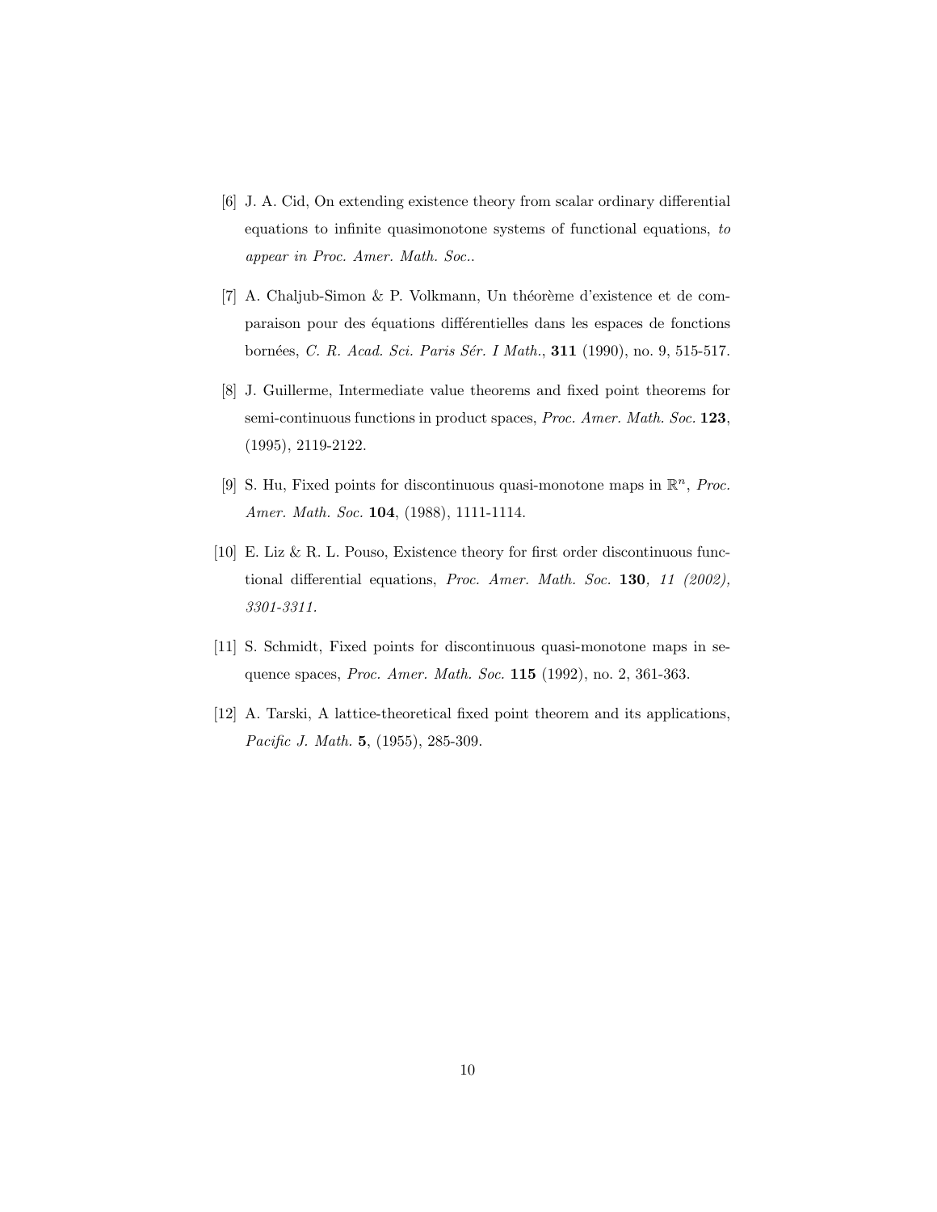[6] J. A. Cid, On extending existence theory from scalar ordinary differential equations to infinite quasimonotone systems of functional equations, *to appear in Proc. Amer. Math. Soc.*.

[7] A. Chaljub-Simon & P. Volkmann, Un théorème d'existence et de comparaison pour des équations différentielles dans les espaces de fonctions bornées, *C. R. Acad. Sci. Paris Sér. I Math.*, **311** (1990), no. 9, 515-517.

[8] J. Guillerme, Intermediate value theorems and fixed point theorems for semi-continuous functions in product spaces, *Proc. Amer. Math. Soc.* **123**, (1995), 2119-2122.

[9] S. Hu, Fixed points for discontinuous quasi-monotone maps in $\mathbb{R}^n$, *Proc. Amer. Math. Soc.* **104**, (1988), 1111-1114.

[10] E. Liz & R. L. Pouso, Existence theory for first order discontinuous functional differential equations, *Proc. Amer. Math. Soc.* **130***, 11 (2002), 3301-3311.*

[11] S. Schmidt, Fixed points for discontinuous quasi-monotone maps in sequence spaces, *Proc. Amer. Math. Soc.* **115** (1992), no. 2, 361-363.

[12] A. Tarski, A lattice-theoretical fixed point theorem and its applications, *Pacific J. Math.* **5**, (1955), 285-309.